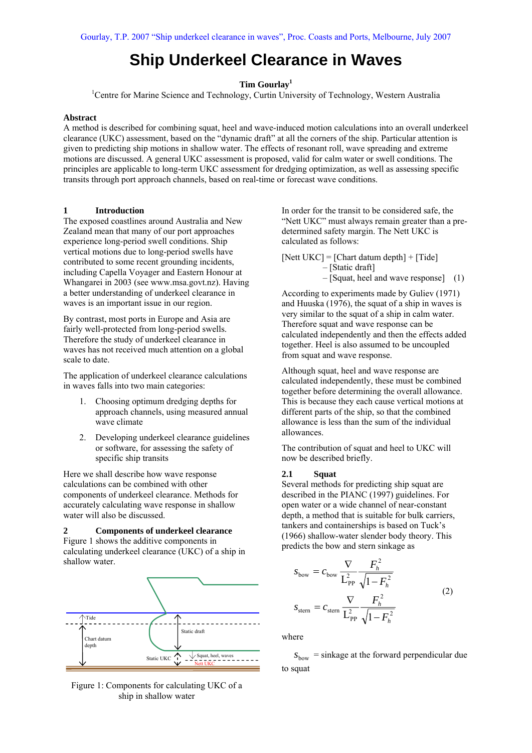Gourlay, T.P. 2007 "Ship underkeel clearance in waves", Proc. Coasts and Ports, Melbourne, July 2007

# Ship Underkeel Clearance in Waves

**Tim Gourlay**[1]

[1]Centre for Marine Science and Technology, Curtin University of Technology, Western Australia

## Abstract

A method is described for combining squat, heel and wave-induced motion calculations into an overall underkeel clearance (UKC) assessment, based on the "dynamic draft" at all the corners of the ship. Particular attention is given to predicting ship motions in shallow water. The effects of resonant roll, wave spreading and extreme motions are discussed. A general UKC assessment is proposed, valid for calm water or swell conditions. The principles are applicable to long-term UKC assessment for dredging optimization, as well as assessing specific transits through port approach channels, based on real-time or forecast wave conditions.

## 1 Introduction

The exposed coastlines around Australia and New Zealand mean that many of our port approaches experience long-period swell conditions. Ship vertical motions due to long-period swells have contributed to some recent grounding incidents, including Capella Voyager and Eastern Honour at Whangarei in 2003 (see www.msa.govt.nz). Having a better understanding of underkeel clearance in waves is an important issue in our region.

By contrast, most ports in Europe and Asia are fairly well-protected from long-period swells. Therefore the study of underkeel clearance in waves has not received much attention on a global scale to date.

The application of underkeel clearance calculations in waves falls into two main categories:

1. Choosing optimum dredging depths for approach channels, using measured annual wave climate
2. Developing underkeel clearance guidelines or software, for assessing the safety of specific ship transits

Here we shall describe how wave response calculations can be combined with other components of underkeel clearance. Methods for accurately calculating wave response in shallow water will also be discussed.

## 2 Components of underkeel clearance

Figure 1 shows the additive components in calculating underkeel clearance (UKC) of a ship in shallow water.

Figure 1: Components for calculating UKC of a ship in shallow water

In order for the transit to be considered safe, the "Nett UKC" must always remain greater than a pre-determined safety margin. The Nett UKC is calculated as follows:

[Nett UKC] = [Chart datum depth] + [Tide]
– [Static draft]
– [Squat, heel and wave response] (1)

According to experiments made by Guliev (1971) and Huuska (1976), the squat of a ship in waves is very similar to the squat of a ship in calm water. Therefore squat and wave response can be calculated independently and then the effects added together. Heel is also assumed to be uncoupled from squat and wave response.

Although squat, heel and wave response are calculated independently, these must be combined together before determining the overall allowance. This is because they each cause vertical motions at different parts of the ship, so that the combined allowance is less than the sum of the individual allowances.

The contribution of squat and heel to UKC will now be described briefly.

### 2.1 Squat

Several methods for predicting ship squat are described in the PIANC (1997) guidelines. For open water or a wide channel of near-constant depth, a method that is suitable for bulk carriers, tankers and containerships is based on Tuck's (1966) shallow-water slender body theory. This predicts the bow and stern sinkage as

$$
\begin{aligned}
s_{\text{bow}} &= c_{\text{bow}} \frac{\nabla}{L_{PP}^2} \frac{F_h^2}{\sqrt{1-F_h^2}} \\
s_{\text{stern}} &= c_{\text{stern}} \frac{\nabla}{L_{PP}^2} \frac{F_h^2}{\sqrt{1-F_h^2}}
\end{aligned}
\qquad (2)
$$

where

$s_{\text{bow}}$ = sinkage at the forward perpendicular due to squat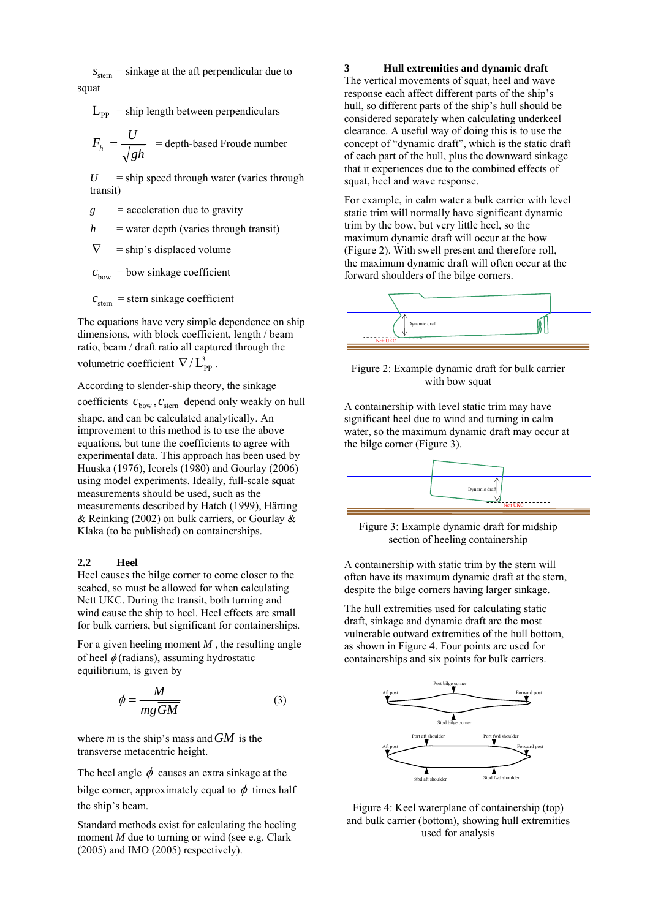$s_{stern}$ = sinkage at the aft perpendicular due to squat

$L_{PP}$ = ship length between perpendiculars

$F_h = \frac{U}{\sqrt{gh}}$ = depth-based Froude number

$U$ = ship speed through water (varies through transit)

$g$ = acceleration due to gravity

$h$ = water depth (varies through transit)

$\nabla$ = ship's displaced volume

$c_{bow}$ = bow sinkage coefficient

$c_{stern}$ = stern sinkage coefficient

The equations have very simple dependence on ship dimensions, with block coefficient, length / beam ratio, beam / draft ratio all captured through the volumetric coefficient $\nabla / L_{PP}^3$.

According to slender-ship theory, the sinkage coefficients $c_{bow}, c_{stern}$ depend only weakly on hull shape, and can be calculated analytically. An improvement to this method is to use the above equations, but tune the coefficients to agree with experimental data. This approach has been used by Huuska (1976), Icorels (1980) and Gourlay (2006) using model experiments. Ideally, full-scale squat measurements should be used, such as the measurements described by Hatch (1999), Härting & Reinking (2002) on bulk carriers, or Gourlay & Klaka (to be published) on containerships.

## 2.2 Heel

Heel causes the bilge corner to come closer to the seabed, so must be allowed for when calculating Nett UKC. During the transit, both turning and wind cause the ship to heel. Heel effects are small for bulk carriers, but significant for containerships.

For a given heeling moment $M$, the resulting angle of heel $\phi$ (radians), assuming hydrostatic equilibrium, is given by

$$\phi = \frac{M}{mg\overline{GM}} \qquad (3)$$

where $m$ is the ship's mass and $\overline{GM}$ is the transverse metacentric height.

The heel angle $\phi$ causes an extra sinkage at the bilge corner, approximately equal to $\phi$ times half the ship's beam.

Standard methods exist for calculating the heeling moment $M$ due to turning or wind (see e.g. Clark (2005) and IMO (2005) respectively).

# 3 Hull extremities and dynamic draft

The vertical movements of squat, heel and wave response each affect different parts of the ship's hull, so different parts of the ship's hull should be considered separately when calculating underkeel clearance. A useful way of doing this is to use the concept of "dynamic draft", which is the static draft of each part of the hull, plus the downward sinkage that it experiences due to the combined effects of squat, heel and wave response.

For example, in calm water a bulk carrier with level static trim will normally have significant dynamic trim by the bow, but very little heel, so the maximum dynamic draft will occur at the bow (Figure 2). With swell present and therefore roll, the maximum dynamic draft will often occur at the forward shoulders of the bilge corners.

Figure 2: Example dynamic draft for bulk carrier with bow squat

A containership with level static trim may have significant heel due to wind and turning in calm water, so the maximum dynamic draft may occur at the bilge corner (Figure 3).

Figure 3: Example dynamic draft for midship section of heeling containership

A containership with static trim by the stern will often have its maximum dynamic draft at the stern, despite the bilge corners having larger sinkage.

The hull extremities used for calculating static draft, sinkage and dynamic draft are the most vulnerable outward extremities of the hull bottom, as shown in Figure 4. Four points are used for containerships and six points for bulk carriers.

Figure 4: Keel waterplane of containership (top) and bulk carrier (bottom), showing hull extremities used for analysis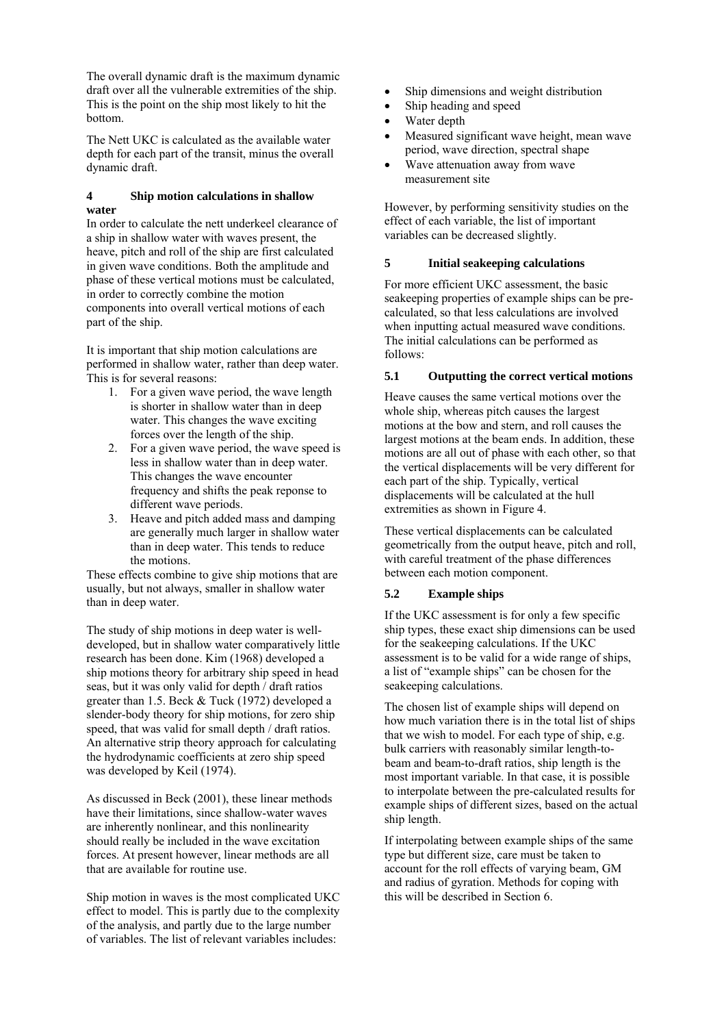The overall dynamic draft is the maximum dynamic draft over all the vulnerable extremities of the ship. This is the point on the ship most likely to hit the bottom.

The Nett UKC is calculated as the available water depth for each part of the transit, minus the overall dynamic draft.

## 4 Ship motion calculations in shallow water

In order to calculate the nett underkeel clearance of a ship in shallow water with waves present, the heave, pitch and roll of the ship are first calculated in given wave conditions. Both the amplitude and phase of these vertical motions must be calculated, in order to correctly combine the motion components into overall vertical motions of each part of the ship.

It is important that ship motion calculations are performed in shallow water, rather than deep water. This is for several reasons:

1. For a given wave period, the wave length is shorter in shallow water than in deep water. This changes the wave exciting forces over the length of the ship.
2. For a given wave period, the wave speed is less in shallow water than in deep water. This changes the wave encounter frequency and shifts the peak reponse to different wave periods.
3. Heave and pitch added mass and damping are generally much larger in shallow water than in deep water. This tends to reduce the motions.

These effects combine to give ship motions that are usually, but not always, smaller in shallow water than in deep water.

The study of ship motions in deep water is well-developed, but in shallow water comparatively little research has been done. Kim (1968) developed a ship motions theory for arbitrary ship speed in head seas, but it was only valid for depth / draft ratios greater than 1.5. Beck & Tuck (1972) developed a slender-body theory for ship motions, for zero ship speed, that was valid for small depth / draft ratios. An alternative strip theory approach for calculating the hydrodynamic coefficients at zero ship speed was developed by Keil (1974).

As discussed in Beck (2001), these linear methods have their limitations, since shallow-water waves are inherently nonlinear, and this nonlinearity should really be included in the wave excitation forces. At present however, linear methods are all that are available for routine use.

Ship motion in waves is the most complicated UKC effect to model. This is partly due to the complexity of the analysis, and partly due to the large number of variables. The list of relevant variables includes:

- Ship dimensions and weight distribution
- Ship heading and speed
- Water depth
- Measured significant wave height, mean wave period, wave direction, spectral shape
- Wave attenuation away from wave measurement site

However, by performing sensitivity studies on the effect of each variable, the list of important variables can be decreased slightly.

## 5 Initial seakeeping calculations

For more efficient UKC assessment, the basic seakeeping properties of example ships can be pre-calculated, so that less calculations are involved when inputting actual measured wave conditions. The initial calculations can be performed as follows:

### 5.1 Outputting the correct vertical motions

Heave causes the same vertical motions over the whole ship, whereas pitch causes the largest motions at the bow and stern, and roll causes the largest motions at the beam ends. In addition, these motions are all out of phase with each other, so that the vertical displacements will be very different for each part of the ship. Typically, vertical displacements will be calculated at the hull extremities as shown in Figure 4.

These vertical displacements can be calculated geometrically from the output heave, pitch and roll, with careful treatment of the phase differences between each motion component.

### 5.2 Example ships

If the UKC assessment is for only a few specific ship types, these exact ship dimensions can be used for the seakeeping calculations. If the UKC assessment is to be valid for a wide range of ships, a list of "example ships" can be chosen for the seakeeping calculations.

The chosen list of example ships will depend on how much variation there is in the total list of ships that we wish to model. For each type of ship, e.g. bulk carriers with reasonably similar length-to-beam and beam-to-draft ratios, ship length is the most important variable. In that case, it is possible to interpolate between the pre-calculated results for example ships of different sizes, based on the actual ship length.

If interpolating between example ships of the same type but different size, care must be taken to account for the roll effects of varying beam, GM and radius of gyration. Methods for coping with this will be described in Section 6.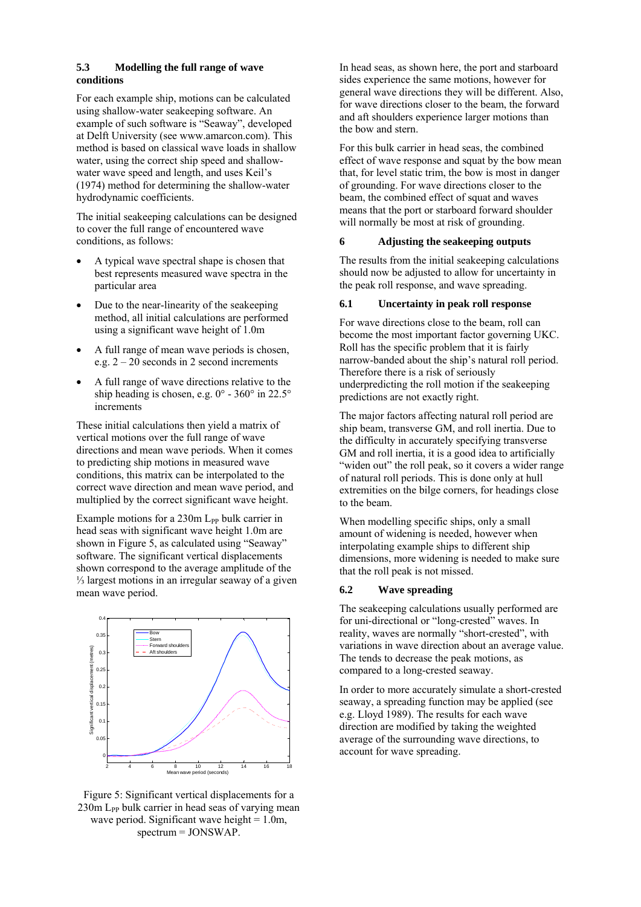### 5.3 Modelling the full range of wave conditions

For each example ship, motions can be calculated using shallow-water seakeeping software. An example of such software is "Seaway", developed at Delft University (see www.amarcon.com). This method is based on classical wave loads in shallow water, using the correct ship speed and shallow-water wave speed and length, and uses Keil's (1974) method for determining the shallow-water hydrodynamic coefficients.

The initial seakeeping calculations can be designed to cover the full range of encountered wave conditions, as follows:

- A typical wave spectral shape is chosen that best represents measured wave spectra in the particular area
- Due to the near-linearity of the seakeeping method, all initial calculations are performed using a significant wave height of 1.0m
- A full range of mean wave periods is chosen, e.g. 2 – 20 seconds in 2 second increments
- A full range of wave directions relative to the ship heading is chosen, e.g. 0° - 360° in 22.5° increments

These initial calculations then yield a matrix of vertical motions over the full range of wave directions and mean wave periods. When it comes to predicting ship motions in measured wave conditions, this matrix can be interpolated to the correct wave direction and mean wave period, and multiplied by the correct significant wave height.

Example motions for a 230m $L_{PP}$ bulk carrier in head seas with significant wave height 1.0m are shown in Figure 5, as calculated using "Seaway" software. The significant vertical displacements shown correspond to the average amplitude of the ⅓ largest motions in an irregular seaway of a given mean wave period.

Figure 5: Significant vertical displacements for a 230m $L_{PP}$ bulk carrier in head seas of varying mean wave period. Significant wave height = 1.0m, spectrum = JONSWAP.

In head seas, as shown here, the port and starboard sides experience the same motions, however for general wave directions they will be different. Also, for wave directions closer to the beam, the forward and aft shoulders experience larger motions than the bow and stern.

For this bulk carrier in head seas, the combined effect of wave response and squat by the bow mean that, for level static trim, the bow is most in danger of grounding. For wave directions closer to the beam, the combined effect of squat and waves means that the port or starboard forward shoulder will normally be most at risk of grounding.

## 6 Adjusting the seakeeping outputs

The results from the initial seakeeping calculations should now be adjusted to allow for uncertainty in the peak roll response, and wave spreading.

### 6.1 Uncertainty in peak roll response

For wave directions close to the beam, roll can become the most important factor governing UKC. Roll has the specific problem that it is fairly narrow-banded about the ship's natural roll period. Therefore there is a risk of seriously underpredicting the roll motion if the seakeeping predictions are not exactly right.

The major factors affecting natural roll period are ship beam, transverse GM, and roll inertia. Due to the difficulty in accurately specifying transverse GM and roll inertia, it is a good idea to artificially "widen out" the roll peak, so it covers a wider range of natural roll periods. This is done only at hull extremities on the bilge corners, for headings close to the beam.

When modelling specific ships, only a small amount of widening is needed, however when interpolating example ships to different ship dimensions, more widening is needed to make sure that the roll peak is not missed.

### 6.2 Wave spreading

The seakeeping calculations usually performed are for uni-directional or "long-crested" waves. In reality, waves are normally "short-crested", with variations in wave direction about an average value. The tends to decrease the peak motions, as compared to a long-crested seaway.

In order to more accurately simulate a short-crested seaway, a spreading function may be applied (see e.g. Lloyd 1989). The results for each wave direction are modified by taking the weighted average of the surrounding wave directions, to account for wave spreading.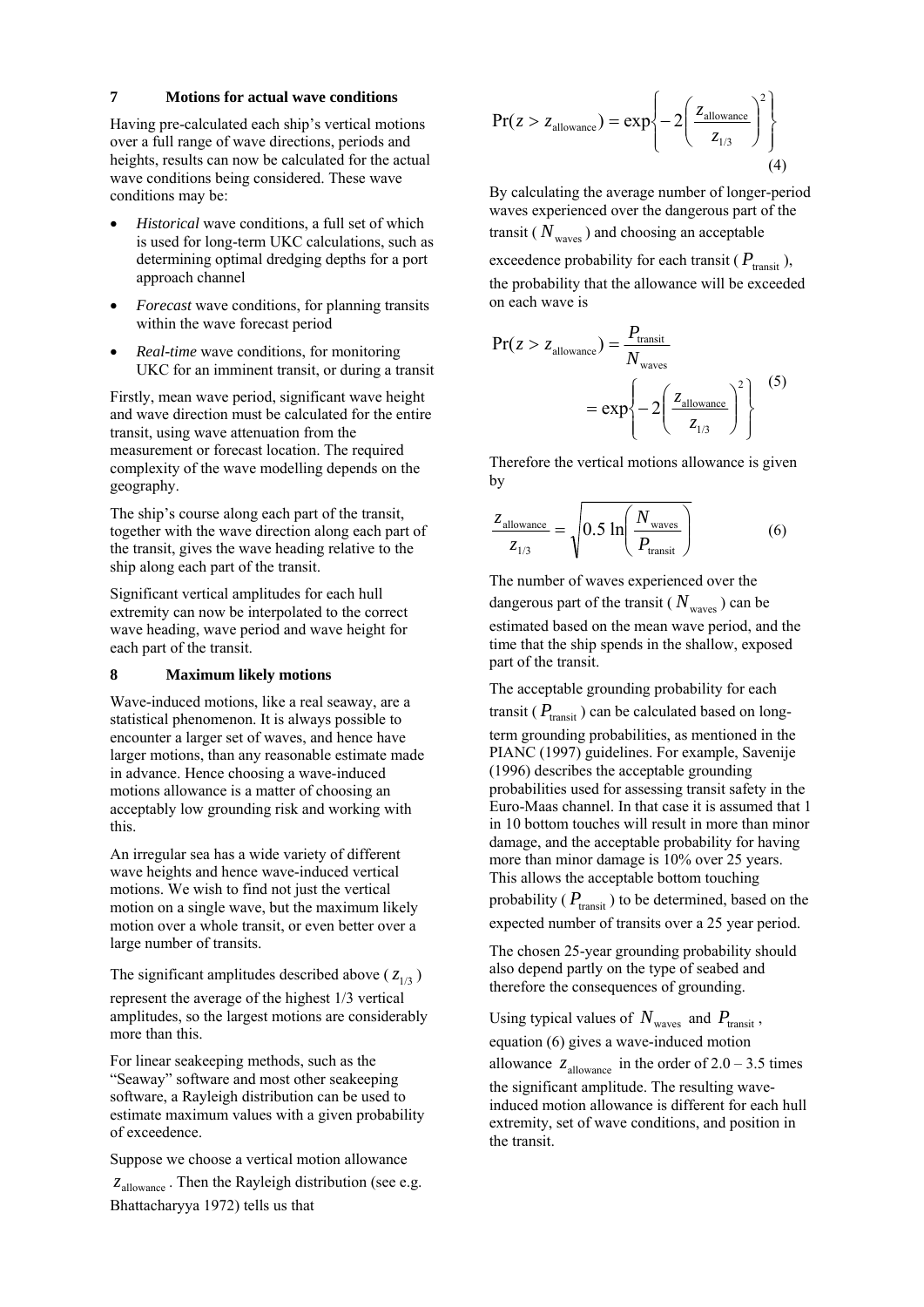## 7 Motions for actual wave conditions

Having pre-calculated each ship's vertical motions over a full range of wave directions, periods and heights, results can now be calculated for the actual wave conditions being considered. These wave conditions may be:

- *Historical* wave conditions, a full set of which is used for long-term UKC calculations, such as determining optimal dredging depths for a port approach channel
- *Forecast* wave conditions, for planning transits within the wave forecast period
- *Real-time* wave conditions, for monitoring UKC for an imminent transit, or during a transit

Firstly, mean wave period, significant wave height and wave direction must be calculated for the entire transit, using wave attenuation from the measurement or forecast location. The required complexity of the wave modelling depends on the geography.

The ship's course along each part of the transit, together with the wave direction along each part of the transit, gives the wave heading relative to the ship along each part of the transit.

Significant vertical amplitudes for each hull extremity can now be interpolated to the correct wave heading, wave period and wave height for each part of the transit.

## 8 Maximum likely motions

Wave-induced motions, like a real seaway, are a statistical phenomenon. It is always possible to encounter a larger set of waves, and hence have larger motions, than any reasonable estimate made in advance. Hence choosing a wave-induced motions allowance is a matter of choosing an acceptably low grounding risk and working with this.

An irregular sea has a wide variety of different wave heights and hence wave-induced vertical motions. We wish to find not just the vertical motion on a single wave, but the maximum likely motion over a whole transit, or even better over a large number of transits.

The significant amplitudes described above ($z_{1/3}$) represent the average of the highest 1/3 vertical amplitudes, so the largest motions are considerably more than this.

For linear seakeeping methods, such as the "Seaway" software and most other seakeeping software, a Rayleigh distribution can be used to estimate maximum values with a given probability of exceedence.

Suppose we choose a vertical motion allowance $z_{\text{allowance}}$. Then the Rayleigh distribution (see e.g. Bhattacharyya 1972) tells us that

$$\Pr(z > z_{\text{allowance}}) = \exp\left\{-2\left(\frac{z_{\text{allowance}}}{z_{1/3}}\right)^2\right\} \tag{4}$$

By calculating the average number of longer-period waves experienced over the dangerous part of the transit ($N_{\text{waves}}$) and choosing an acceptable exceedence probability for each transit ($P_{\text{transit}}$), the probability that the allowance will be exceeded on each wave is

$$\begin{aligned}\Pr(z > z_{\text{allowance}}) &= \frac{P_{\text{transit}}}{N_{\text{waves}}} \\ &= \exp\left\{-2\left(\frac{z_{\text{allowance}}}{z_{1/3}}\right)^2\right\}\end{aligned} \tag{5}$$

Therefore the vertical motions allowance is given by

$$\frac{z_{\text{allowance}}}{z_{1/3}} = \sqrt{0.5 \ln\left(\frac{N_{\text{waves}}}{P_{\text{transit}}}\right)} \tag{6}$$

The number of waves experienced over the dangerous part of the transit ($N_{\text{waves}}$) can be estimated based on the mean wave period, and the time that the ship spends in the shallow, exposed part of the transit.

The acceptable grounding probability for each transit ($P_{\text{transit}}$) can be calculated based on long-term grounding probabilities, as mentioned in the PIANC (1997) guidelines. For example, Savenije (1996) describes the acceptable grounding probabilities used for assessing transit safety in the Euro-Maas channel. In that case it is assumed that 1 in 10 bottom touches will result in more than minor damage, and the acceptable probability for having more than minor damage is 10% over 25 years. This allows the acceptable bottom touching probability ($P_{\text{transit}}$) to be determined, based on the expected number of transits over a 25 year period.

The chosen 25-year grounding probability should also depend partly on the type of seabed and therefore the consequences of grounding.

Using typical values of $N_{\text{waves}}$ and $P_{\text{transit}}$, equation (6) gives a wave-induced motion allowance $z_{\text{allowance}}$ in the order of 2.0 – 3.5 times the significant amplitude. The resulting wave-induced motion allowance is different for each hull extremity, set of wave conditions, and position in the transit.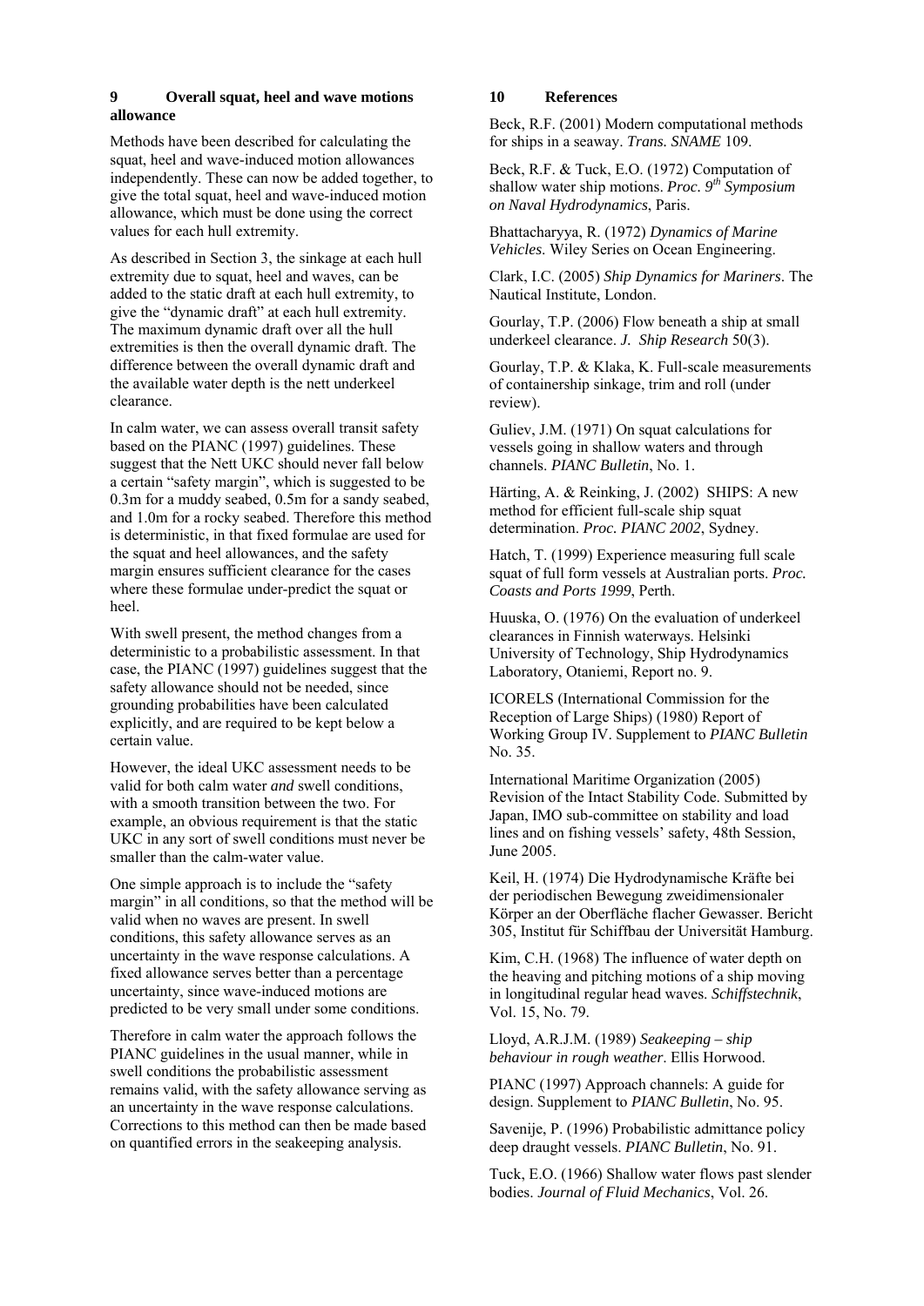## 9 Overall squat, heel and wave motions allowance

Methods have been described for calculating the squat, heel and wave-induced motion allowances independently. These can now be added together, to give the total squat, heel and wave-induced motion allowance, which must be done using the correct values for each hull extremity.

As described in Section 3, the sinkage at each hull extremity due to squat, heel and waves, can be added to the static draft at each hull extremity, to give the "dynamic draft" at each hull extremity. The maximum dynamic draft over all the hull extremities is then the overall dynamic draft. The difference between the overall dynamic draft and the available water depth is the nett underkeel clearance.

In calm water, we can assess overall transit safety based on the PIANC (1997) guidelines. These suggest that the Nett UKC should never fall below a certain "safety margin", which is suggested to be 0.3m for a muddy seabed, 0.5m for a sandy seabed, and 1.0m for a rocky seabed. Therefore this method is deterministic, in that fixed formulae are used for the squat and heel allowances, and the safety margin ensures sufficient clearance for the cases where these formulae under-predict the squat or heel.

With swell present, the method changes from a deterministic to a probabilistic assessment. In that case, the PIANC (1997) guidelines suggest that the safety allowance should not be needed, since grounding probabilities have been calculated explicitly, and are required to be kept below a certain value.

However, the ideal UKC assessment needs to be valid for both calm water *and* swell conditions, with a smooth transition between the two. For example, an obvious requirement is that the static UKC in any sort of swell conditions must never be smaller than the calm-water value.

One simple approach is to include the "safety margin" in all conditions, so that the method will be valid when no waves are present. In swell conditions, this safety allowance serves as an uncertainty in the wave response calculations. A fixed allowance serves better than a percentage uncertainty, since wave-induced motions are predicted to be very small under some conditions.

Therefore in calm water the approach follows the PIANC guidelines in the usual manner, while in swell conditions the probabilistic assessment remains valid, with the safety allowance serving as an uncertainty in the wave response calculations. Corrections to this method can then be made based on quantified errors in the seakeeping analysis.

## 10 References

Beck, R.F. (2001) Modern computational methods for ships in a seaway. *Trans. SNAME* 109.

Beck, R.F. & Tuck, E.O. (1972) Computation of shallow water ship motions. *Proc. 9th Symposium on Naval Hydrodynamics*, Paris.

Bhattacharyya, R. (1972) *Dynamics of Marine Vehicles*. Wiley Series on Ocean Engineering.

Clark, I.C. (2005) *Ship Dynamics for Mariners*. The Nautical Institute, London.

Gourlay, T.P. (2006) Flow beneath a ship at small underkeel clearance. *J. Ship Research* 50(3).

Gourlay, T.P. & Klaka, K. Full-scale measurements of containership sinkage, trim and roll (under review).

Guliev, J.M. (1971) On squat calculations for vessels going in shallow waters and through channels. *PIANC Bulletin*, No. 1.

Härting, A. & Reinking, J. (2002) SHIPS: A new method for efficient full-scale ship squat determination. *Proc. PIANC 2002*, Sydney.

Hatch, T. (1999) Experience measuring full scale squat of full form vessels at Australian ports. *Proc. Coasts and Ports 1999*, Perth.

Huuska, O. (1976) On the evaluation of underkeel clearances in Finnish waterways. Helsinki University of Technology, Ship Hydrodynamics Laboratory, Otaniemi, Report no. 9.

ICORELS (International Commission for the Reception of Large Ships) (1980) Report of Working Group IV. Supplement to *PIANC Bulletin* No. 35.

International Maritime Organization (2005) Revision of the Intact Stability Code. Submitted by Japan, IMO sub-committee on stability and load lines and on fishing vessels' safety, 48th Session, June 2005.

Keil, H. (1974) Die Hydrodynamische Kräfte bei der periodischen Bewegung zweidimensionaler Körper an der Oberfläche flacher Gewässer. Bericht 305, Institut für Schiffbau der Universität Hamburg.

Kim, C.H. (1968) The influence of water depth on the heaving and pitching motions of a ship moving in longitudinal regular head waves. *Schiffstechnik*, Vol. 15, No. 79.

Lloyd, A.R.J.M. (1989) *Seakeeping – ship behaviour in rough weather*. Ellis Horwood.

PIANC (1997) Approach channels: A guide for design. Supplement to *PIANC Bulletin*, No. 95.

Savenije, P. (1996) Probabilistic admittance policy deep draught vessels. *PIANC Bulletin*, No. 91.

Tuck, E.O. (1966) Shallow water flows past slender bodies. *Journal of Fluid Mechanics*, Vol. 26.